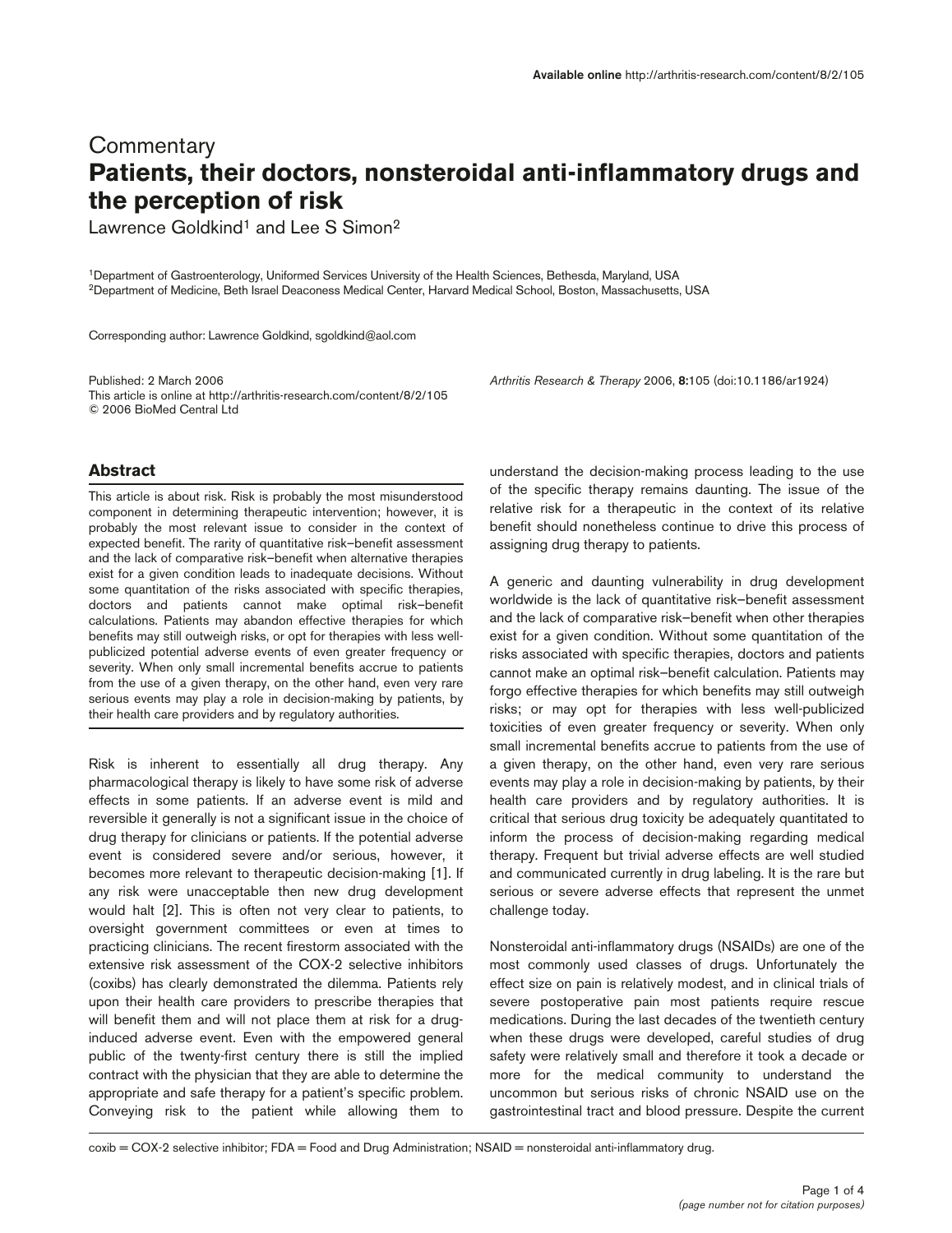# Commentary

# Patients, their doctors, nonsteroidal anti-inflammatory drugs and the perception of risk

Lawrence Goldkind[1] and Lee S Simon[2]

[1]Department of Gastroenterology, Uniformed Services University of the Health Sciences, Bethesda, Maryland, USA
[2]Department of Medicine, Beth Israel Deaconess Medical Center, Harvard Medical School, Boston, Massachusetts, USA

Corresponding author: Lawrence Goldkind, sgoldkind@aol.com

Published: 2 March 2006
This article is online at http://arthritis-research.com/content/8/2/105
© 2006 BioMed Central Ltd

*Arthritis Research & Therapy* 2006, **8**:105 (doi:10.1186/ar1924)

## Abstract

This article is about risk. Risk is probably the most misunderstood component in determining therapeutic intervention; however, it is probably the most relevant issue to consider in the context of expected benefit. The rarity of quantitative risk–benefit assessment and the lack of comparative risk–benefit when alternative therapies exist for a given condition leads to inadequate decisions. Without some quantitation of the risks associated with specific therapies, doctors and patients cannot make optimal risk–benefit calculations. Patients may abandon effective therapies for which benefits may still outweigh risks, or opt for therapies with less well-publicized potential adverse events of even greater frequency or severity. When only small incremental benefits accrue to patients from the use of a given therapy, on the other hand, even very rare serious events may play a role in decision-making by patients, by their health care providers and by regulatory authorities.

Risk is inherent to essentially all drug therapy. Any pharmacological therapy is likely to have some risk of adverse effects in some patients. If an adverse event is mild and reversible it generally is not a significant issue in the choice of drug therapy for clinicians or patients. If the potential adverse event is considered severe and/or serious, however, it becomes more relevant to therapeutic decision-making [1]. If any risk were unacceptable then new drug development would halt [2]. This is often not very clear to patients, to oversight government committees or even at times to practicing clinicians. The recent firestorm associated with the extensive risk assessment of the COX-2 selective inhibitors (coxibs) has clearly demonstrated the dilemma. Patients rely upon their health care providers to prescribe therapies that will benefit them and will not place them at risk for a drug-induced adverse event. Even with the empowered general public of the twenty-first century there is still the implied contract with the physician that they are able to determine the appropriate and safe therapy for a patient's specific problem. Conveying risk to the patient while allowing them to understand the decision-making process leading to the use of the specific therapy remains daunting. The issue of the relative risk for a therapeutic in the context of its relative benefit should nonetheless continue to drive this process of assigning drug therapy to patients.

A generic and daunting vulnerability in drug development worldwide is the lack of quantitative risk–benefit assessment and the lack of comparative risk–benefit when other therapies exist for a given condition. Without some quantitation of the risks associated with specific therapies, doctors and patients cannot make an optimal risk–benefit calculation. Patients may forgo effective therapies for which benefits may still outweigh risks; or may opt for therapies with less well-publicized toxicities of even greater frequency or severity. When only small incremental benefits accrue to patients from the use of a given therapy, on the other hand, even very rare serious events may play a role in decision-making by patients, by their health care providers and by regulatory authorities. It is critical that serious drug toxicity be adequately quantitated to inform the process of decision-making regarding medical therapy. Frequent but trivial adverse effects are well studied and communicated currently in drug labeling. It is the rare but serious or severe adverse effects that represent the unmet challenge today.

Nonsteroidal anti-inflammatory drugs (NSAIDs) are one of the most commonly used classes of drugs. Unfortunately the effect size on pain is relatively modest, and in clinical trials of severe postoperative pain most patients require rescue medications. During the last decades of the twentieth century when these drugs were developed, careful studies of drug safety were relatively small and therefore it took a decade or more for the medical community to understand the uncommon but serious risks of chronic NSAID use on the gastrointestinal tract and blood pressure. Despite the current

coxib = COX-2 selective inhibitor; FDA = Food and Drug Administration; NSAID = nonsteroidal anti-inflammatory drug.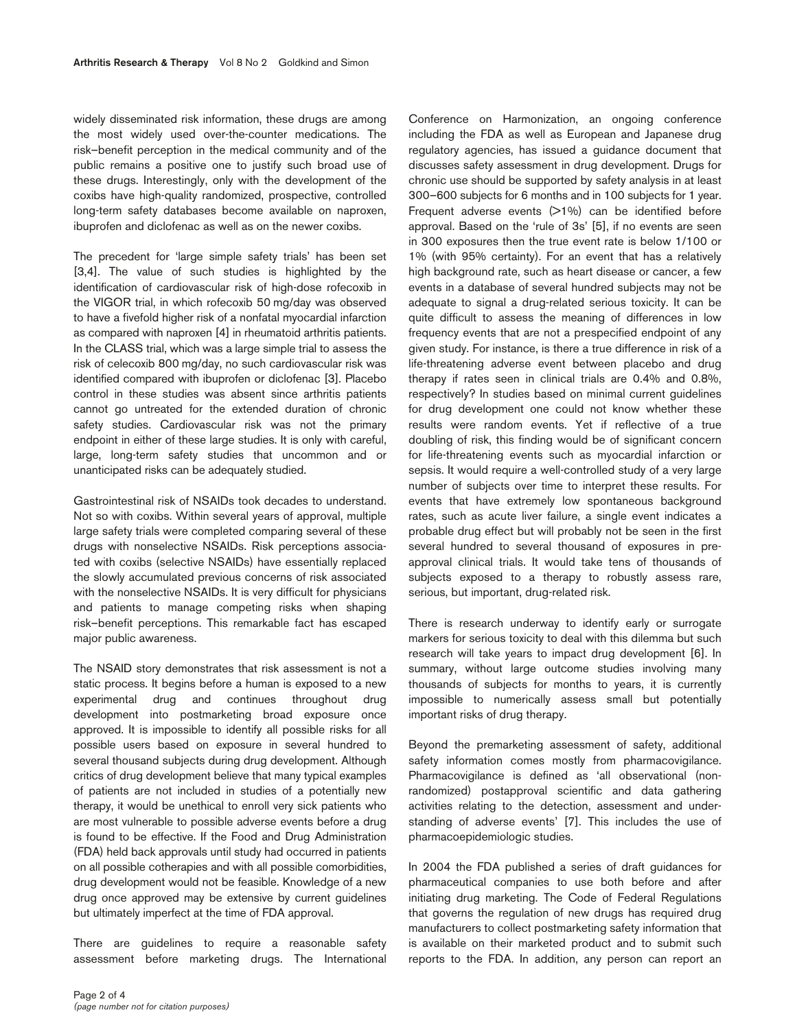widely disseminated risk information, these drugs are among the most widely used over-the-counter medications. The risk–benefit perception in the medical community and of the public remains a positive one to justify such broad use of these drugs. Interestingly, only with the development of the coxibs have high-quality randomized, prospective, controlled long-term safety databases become available on naproxen, ibuprofen and diclofenac as well as on the newer coxibs.

The precedent for 'large simple safety trials' has been set [3,4]. The value of such studies is highlighted by the identification of cardiovascular risk of high-dose rofecoxib in the VIGOR trial, in which rofecoxib 50 mg/day was observed to have a fivefold higher risk of a nonfatal myocardial infarction as compared with naproxen [4] in rheumatoid arthritis patients. In the CLASS trial, which was a large simple trial to assess the risk of celecoxib 800 mg/day, no such cardiovascular risk was identified compared with ibuprofen or diclofenac [3]. Placebo control in these studies was absent since arthritis patients cannot go untreated for the extended duration of chronic safety studies. Cardiovascular risk was not the primary endpoint in either of these large studies. It is only with careful, large, long-term safety studies that uncommon and or unanticipated risks can be adequately studied.

Gastrointestinal risk of NSAIDs took decades to understand. Not so with coxibs. Within several years of approval, multiple large safety trials were completed comparing several of these drugs with nonselective NSAIDs. Risk perceptions associated with coxibs (selective NSAIDs) have essentially replaced the slowly accumulated previous concerns of risk associated with the nonselective NSAIDs. It is very difficult for physicians and patients to manage competing risks when shaping risk–benefit perceptions. This remarkable fact has escaped major public awareness.

The NSAID story demonstrates that risk assessment is not a static process. It begins before a human is exposed to a new experimental drug and continues throughout drug development into postmarketing broad exposure once approved. It is impossible to identify all possible risks for all possible users based on exposure in several hundred to several thousand subjects during drug development. Although critics of drug development believe that many typical examples of patients are not included in studies of a potentially new therapy, it would be unethical to enroll very sick patients who are most vulnerable to possible adverse events before a drug is found to be effective. If the Food and Drug Administration (FDA) held back approvals until study had occurred in patients on all possible cotherapies and with all possible comorbidities, drug development would not be feasible. Knowledge of a new drug once approved may be extensive by current guidelines but ultimately imperfect at the time of FDA approval.

There are guidelines to require a reasonable safety assessment before marketing drugs. The International Conference on Harmonization, an ongoing conference including the FDA as well as European and Japanese drug regulatory agencies, has issued a guidance document that discusses safety assessment in drug development. Drugs for chronic use should be supported by safety analysis in at least 300–600 subjects for 6 months and in 100 subjects for 1 year. Frequent adverse events (>1%) can be identified before approval. Based on the 'rule of 3s' [5], if no events are seen in 300 exposures then the true event rate is below 1/100 or 1% (with 95% certainty). For an event that has a relatively high background rate, such as heart disease or cancer, a few events in a database of several hundred subjects may not be adequate to signal a drug-related serious toxicity. It can be quite difficult to assess the meaning of differences in low frequency events that are not a prespecified endpoint of any given study. For instance, is there a true difference in risk of a life-threatening adverse event between placebo and drug therapy if rates seen in clinical trials are 0.4% and 0.8%, respectively? In studies based on minimal current guidelines for drug development one could not know whether these results were random events. Yet if reflective of a true doubling of risk, this finding would be of significant concern for life-threatening events such as myocardial infarction or sepsis. It would require a well-controlled study of a very large number of subjects over time to interpret these results. For events that have extremely low spontaneous background rates, such as acute liver failure, a single event indicates a probable drug effect but will probably not be seen in the first several hundred to several thousand of exposures in pre-approval clinical trials. It would take tens of thousands of subjects exposed to a therapy to robustly assess rare, serious, but important, drug-related risk.

There is research underway to identify early or surrogate markers for serious toxicity to deal with this dilemma but such research will take years to impact drug development [6]. In summary, without large outcome studies involving many thousands of subjects for months to years, it is currently impossible to numerically assess small but potentially important risks of drug therapy.

Beyond the premarketing assessment of safety, additional safety information comes mostly from pharmacovigilance. Pharmacovigilance is defined as 'all observational (non-randomized) postapproval scientific and data gathering activities relating to the detection, assessment and understanding of adverse events' [7]. This includes the use of pharmacoepidemiologic studies.

In 2004 the FDA published a series of draft guidances for pharmaceutical companies to use both before and after initiating drug marketing. The Code of Federal Regulations that governs the regulation of new drugs has required drug manufacturers to collect postmarketing safety information that is available on their marketed product and to submit such reports to the FDA. In addition, any person can report an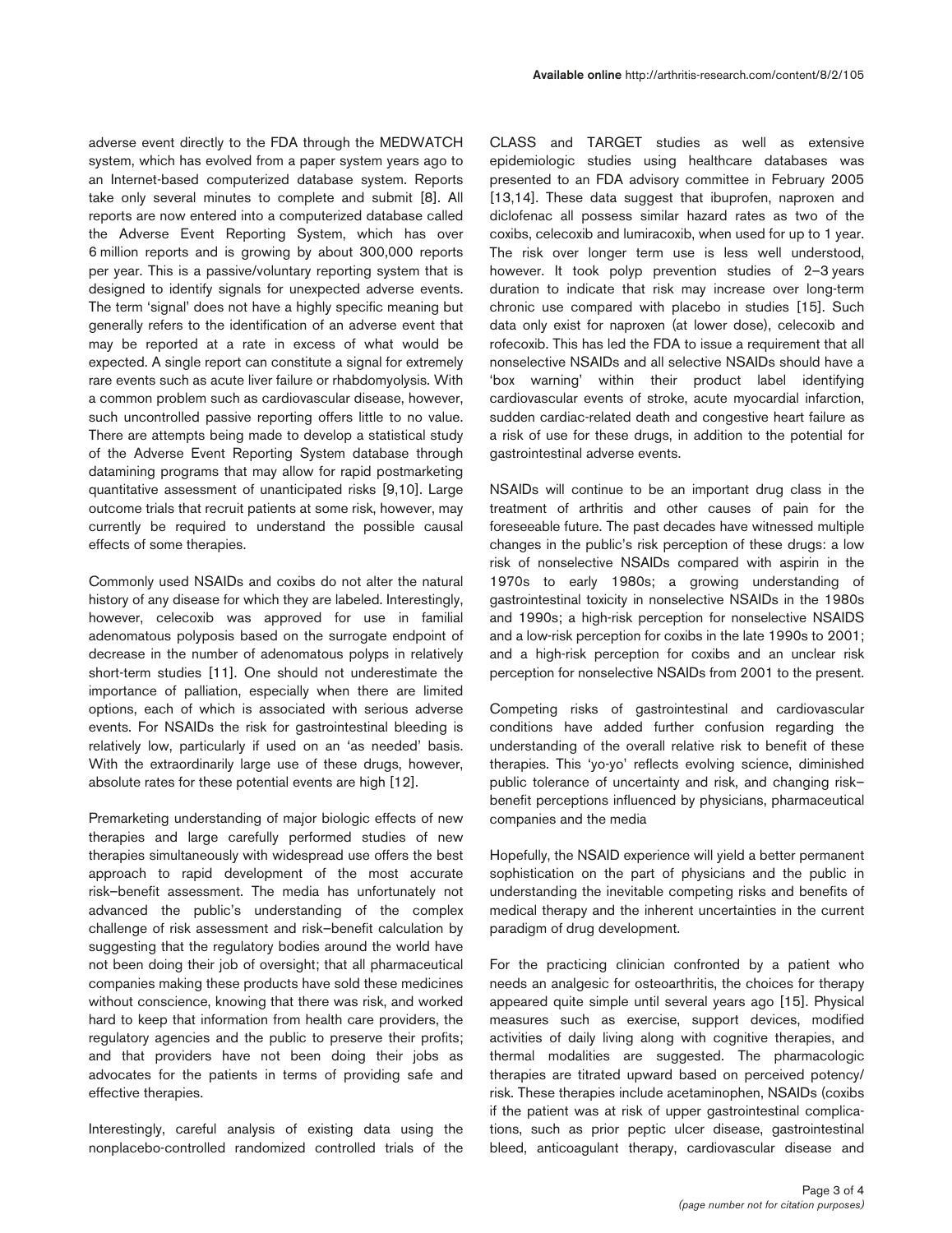adverse event directly to the FDA through the MEDWATCH system, which has evolved from a paper system years ago to an Internet-based computerized database system. Reports take only several minutes to complete and submit [8]. All reports are now entered into a computerized database called the Adverse Event Reporting System, which has over 6 million reports and is growing by about 300,000 reports per year. This is a passive/voluntary reporting system that is designed to identify signals for unexpected adverse events. The term 'signal' does not have a highly specific meaning but generally refers to the identification of an adverse event that may be reported at a rate in excess of what would be expected. A single report can constitute a signal for extremely rare events such as acute liver failure or rhabdomyolysis. With a common problem such as cardiovascular disease, however, such uncontrolled passive reporting offers little to no value. There are attempts being made to develop a statistical study of the Adverse Event Reporting System database through datamining programs that may allow for rapid postmarketing quantitative assessment of unanticipated risks [9,10]. Large outcome trials that recruit patients at some risk, however, may currently be required to understand the possible causal effects of some therapies.

Commonly used NSAIDs and coxibs do not alter the natural history of any disease for which they are labeled. Interestingly, however, celecoxib was approved for use in familial adenomatous polyposis based on the surrogate endpoint of decrease in the number of adenomatous polyps in relatively short-term studies [11]. One should not underestimate the importance of palliation, especially when there are limited options, each of which is associated with serious adverse events. For NSAIDs the risk for gastrointestinal bleeding is relatively low, particularly if used on an 'as needed' basis. With the extraordinarily large use of these drugs, however, absolute rates for these potential events are high [12].

Premarketing understanding of major biologic effects of new therapies and large carefully performed studies of new therapies simultaneously with widespread use offers the best approach to rapid development of the most accurate risk–benefit assessment. The media has unfortunately not advanced the public's understanding of the complex challenge of risk assessment and risk–benefit calculation by suggesting that the regulatory bodies around the world have not been doing their job of oversight; that all pharmaceutical companies making these products have sold these medicines without conscience, knowing that there was risk, and worked hard to keep that information from health care providers, the regulatory agencies and the public to preserve their profits; and that providers have not been doing their jobs as advocates for the patients in terms of providing safe and effective therapies.

Interestingly, careful analysis of existing data using the nonplacebo-controlled randomized controlled trials of the CLASS and TARGET studies as well as extensive epidemiologic studies using healthcare databases was presented to an FDA advisory committee in February 2005 [13,14]. These data suggest that ibuprofen, naproxen and diclofenac all possess similar hazard rates as two of the coxibs, celecoxib and lumiracoxib, when used for up to 1 year. The risk over longer term use is less well understood, however. It took polyp prevention studies of 2–3 years duration to indicate that risk may increase over long-term chronic use compared with placebo in studies [15]. Such data only exist for naproxen (at lower dose), celecoxib and rofecoxib. This has led the FDA to issue a requirement that all nonselective NSAIDs and all selective NSAIDs should have a 'box warning' within their product label identifying cardiovascular events of stroke, acute myocardial infarction, sudden cardiac-related death and congestive heart failure as a risk of use for these drugs, in addition to the potential for gastrointestinal adverse events.

NSAIDs will continue to be an important drug class in the treatment of arthritis and other causes of pain for the foreseeable future. The past decades have witnessed multiple changes in the public's risk perception of these drugs: a low risk of nonselective NSAIDs compared with aspirin in the 1970s to early 1980s; a growing understanding of gastrointestinal toxicity in nonselective NSAIDs in the 1980s and 1990s; a high-risk perception for nonselective NSAIDS and a low-risk perception for coxibs in the late 1990s to 2001; and a high-risk perception for coxibs and an unclear risk perception for nonselective NSAIDs from 2001 to the present.

Competing risks of gastrointestinal and cardiovascular conditions have added further confusion regarding the understanding of the overall relative risk to benefit of these therapies. This 'yo-yo' reflects evolving science, diminished public tolerance of uncertainty and risk, and changing risk–benefit perceptions influenced by physicians, pharmaceutical companies and the media

Hopefully, the NSAID experience will yield a better permanent sophistication on the part of physicians and the public in understanding the inevitable competing risks and benefits of medical therapy and the inherent uncertainties in the current paradigm of drug development.

For the practicing clinician confronted by a patient who needs an analgesic for osteoarthritis, the choices for therapy appeared quite simple until several years ago [15]. Physical measures such as exercise, support devices, modified activities of daily living along with cognitive therapies, and thermal modalities are suggested. The pharmacologic therapies are titrated upward based on perceived potency/risk. These therapies include acetaminophen, NSAIDs (coxibs if the patient was at risk of upper gastrointestinal complications, such as prior peptic ulcer disease, gastrointestinal bleed, anticoagulant therapy, cardiovascular disease and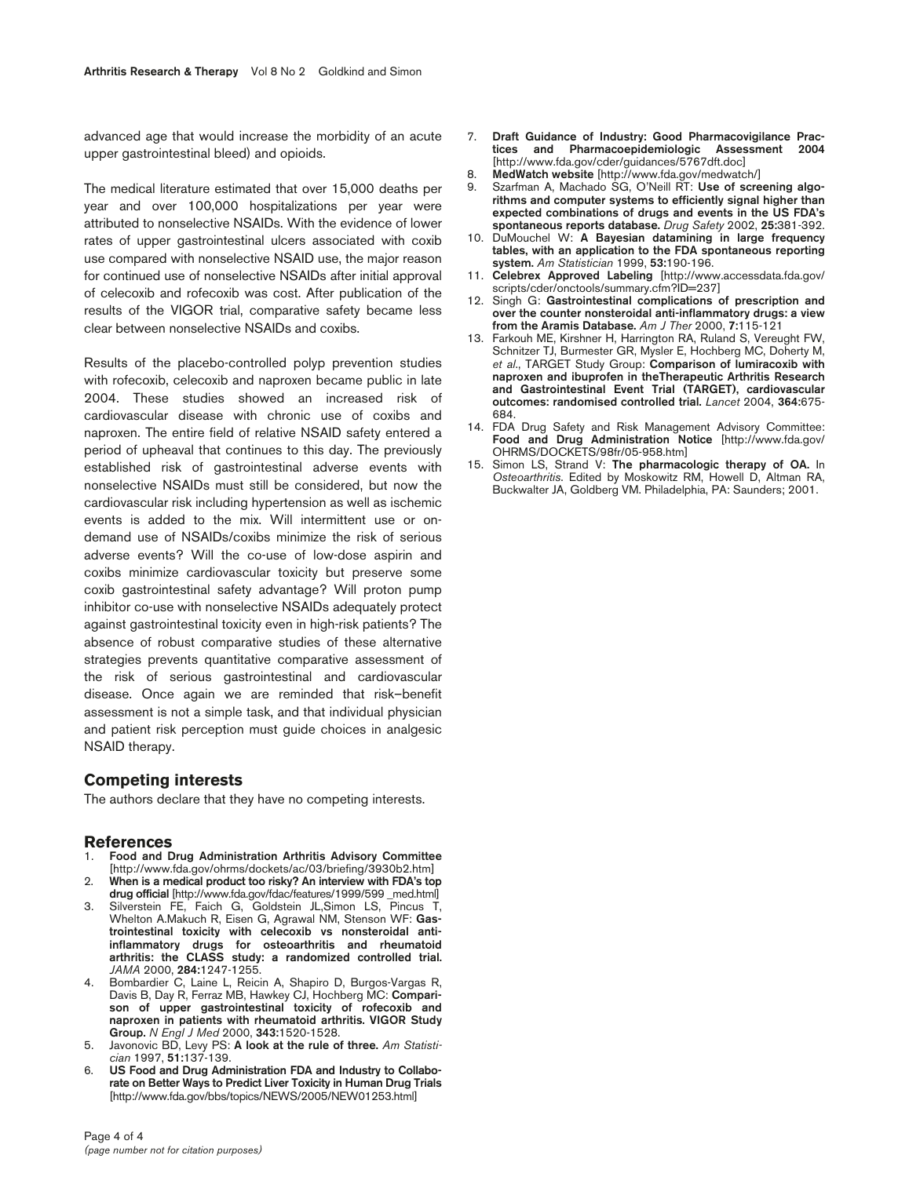advanced age that would increase the morbidity of an acute upper gastrointestinal bleed) and opioids.

The medical literature estimated that over 15,000 deaths per year and over 100,000 hospitalizations per year were attributed to nonselective NSAIDs. With the evidence of lower rates of upper gastrointestinal ulcers associated with coxib use compared with nonselective NSAID use, the major reason for continued use of nonselective NSAIDs after initial approval of celecoxib and rofecoxib was cost. After publication of the results of the VIGOR trial, comparative safety became less clear between nonselective NSAIDs and coxibs.

Results of the placebo-controlled polyp prevention studies with rofecoxib, celecoxib and naproxen became public in late 2004. These studies showed an increased risk of cardiovascular disease with chronic use of coxibs and naproxen. The entire field of relative NSAID safety entered a period of upheaval that continues to this day. The previously established risk of gastrointestinal adverse events with nonselective NSAIDs must still be considered, but now the cardiovascular risk including hypertension as well as ischemic events is added to the mix. Will intermittent use or on-demand use of NSAIDs/coxibs minimize the risk of serious adverse events? Will the co-use of low-dose aspirin and coxibs minimize cardiovascular toxicity but preserve some coxib gastrointestinal safety advantage? Will proton pump inhibitor co-use with nonselective NSAIDs adequately protect against gastrointestinal toxicity even in high-risk patients? The absence of robust comparative studies of these alternative strategies prevents quantitative comparative assessment of the risk of serious gastrointestinal and cardiovascular disease. Once again we are reminded that risk–benefit assessment is not a simple task, and that individual physician and patient risk perception must guide choices in analgesic NSAID therapy.

## Competing interests

The authors declare that they have no competing interests.

## References

1. **Food and Drug Administration Arthritis Advisory Committee** [http://www.fda.gov/ohrms/dockets/ac/03/briefing/3930b2.htm]
2. **When is a medical product too risky? An interview with FDA's top drug official** [http://www.fda.gov/fdac/features/1999/599 _med.html]
3. Silverstein FE, Faich G, Goldstein JL,Simon LS, Pincus T, Whelton A.Makuch R, Eisen G, Agrawal NM, Stenson WF: **Gastrointestinal toxicity with celecoxib vs nonsteroidal anti-inflammatory drugs for osteoarthritis and rheumatoid arthritis: the CLASS study: a randomized controlled trial.** *JAMA* 2000, **284:**1247-1255.
4. Bombardier C, Laine L, Reicin A, Shapiro D, Burgos-Vargas R, Davis B, Day R, Ferraz MB, Hawkey CJ, Hochberg MC: **Comparison of upper gastrointestinal toxicity of rofecoxib and naproxen in patients with rheumatoid arthritis. VIGOR Study Group.** *N Engl J Med* 2000, **343:**1520-1528.
5. Javonovic BD, Levy PS: **A look at the rule of three.** *Am Statistician* 1997, **51:**137-139.
6. **US Food and Drug Administration FDA and Industry to Collaborate on Better Ways to Predict Liver Toxicity in Human Drug Trials** [http://www.fda.gov/bbs/topics/NEWS/2005/NEW01253.html]
7. **Draft Guidance of Industry: Good Pharmacovigilance Practices and Pharmacoepidemiologic Assessment 2004** [http://www.fda.gov/cder/guidances/5767dft.doc]
8. **MedWatch website** [http://www.fda.gov/medwatch/]
9. Szarfman A, Machado SG, O'Neill RT: **Use of screening algorithms and computer systems to efficiently signal higher than expected combinations of drugs and events in the US FDA's spontaneous reports database.** *Drug Safety* 2002, **25:**381-392.
10. DuMouchel W: **A Bayesian datamining in large frequency tables, with an application to the FDA spontaneous reporting system.** *Am Statistician* 1999, **53:**190-196.
11. **Celebrex Approved Labeling** [http://www.accessdata.fda.gov/scripts/cder/onctools/summary.cfm?ID=237]
12. Singh G: **Gastrointestinal complications of prescription and over the counter nonsteroidal anti-inflammatory drugs: a view from the Aramis Database.** *Am J Ther* 2000, **7:**115-121
13. Farkouh ME, Kirshner H, Harrington RA, Ruland S, Vereught FW, Schnitzer TJ, Burmester GR, Mysler E, Hochberg MC, Doherty M, *et al.*, TARGET Study Group: **Comparison of lumiracoxib with naproxen and ibuprofen in theTherapeutic Arthritis Research and Gastrointestinal Event Trial (TARGET), cardiovascular outcomes: randomised controlled trial.** *Lancet* 2004, **364:**675-684.
14. FDA Drug Safety and Risk Management Advisory Committee: **Food and Drug Administration Notice** [http://www.fda.gov/OHRMS/DOCKETS/98fr/05-958.htm]
15. Simon LS, Strand V: **The pharmacologic therapy of OA.** In *Osteoarthritis.* Edited by Moskowitz RM, Howell D, Altman RA, Buckwalter JA, Goldberg VM. Philadelphia, PA: Saunders; 2001.